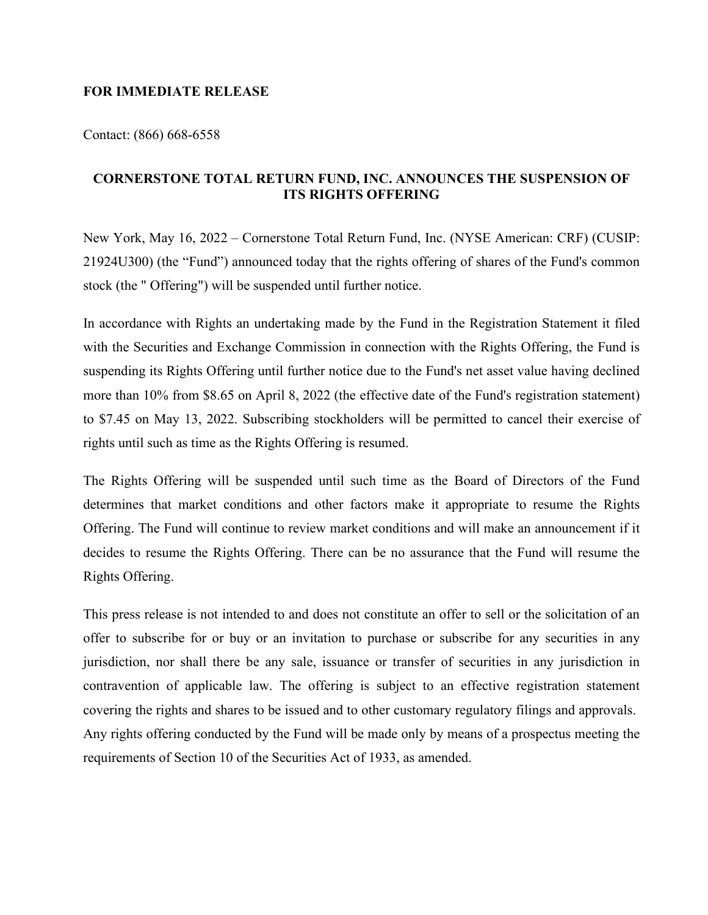**FOR IMMEDIATE RELEASE**

Contact: (866) 668-6558

# CORNERSTONE TOTAL RETURN FUND, INC. ANNOUNCES THE SUSPENSION OF ITS RIGHTS OFFERING

New York, May 16, 2022 – Cornerstone Total Return Fund, Inc. (NYSE American: CRF) (CUSIP: 21924U300) (the "Fund") announced today that the rights offering of shares of the Fund's common stock (the " Offering") will be suspended until further notice.

In accordance with Rights an undertaking made by the Fund in the Registration Statement it filed with the Securities and Exchange Commission in connection with the Rights Offering, the Fund is suspending its Rights Offering until further notice due to the Fund's net asset value having declined more than 10% from $8.65 on April 8, 2022 (the effective date of the Fund's registration statement) to $7.45 on May 13, 2022. Subscribing stockholders will be permitted to cancel their exercise of rights until such as time as the Rights Offering is resumed.

The Rights Offering will be suspended until such time as the Board of Directors of the Fund determines that market conditions and other factors make it appropriate to resume the Rights Offering. The Fund will continue to review market conditions and will make an announcement if it decides to resume the Rights Offering. There can be no assurance that the Fund will resume the Rights Offering.

This press release is not intended to and does not constitute an offer to sell or the solicitation of an offer to subscribe for or buy or an invitation to purchase or subscribe for any securities in any jurisdiction, nor shall there be any sale, issuance or transfer of securities in any jurisdiction in contravention of applicable law. The offering is subject to an effective registration statement covering the rights and shares to be issued and to other customary regulatory filings and approvals. Any rights offering conducted by the Fund will be made only by means of a prospectus meeting the requirements of Section 10 of the Securities Act of 1933, as amended.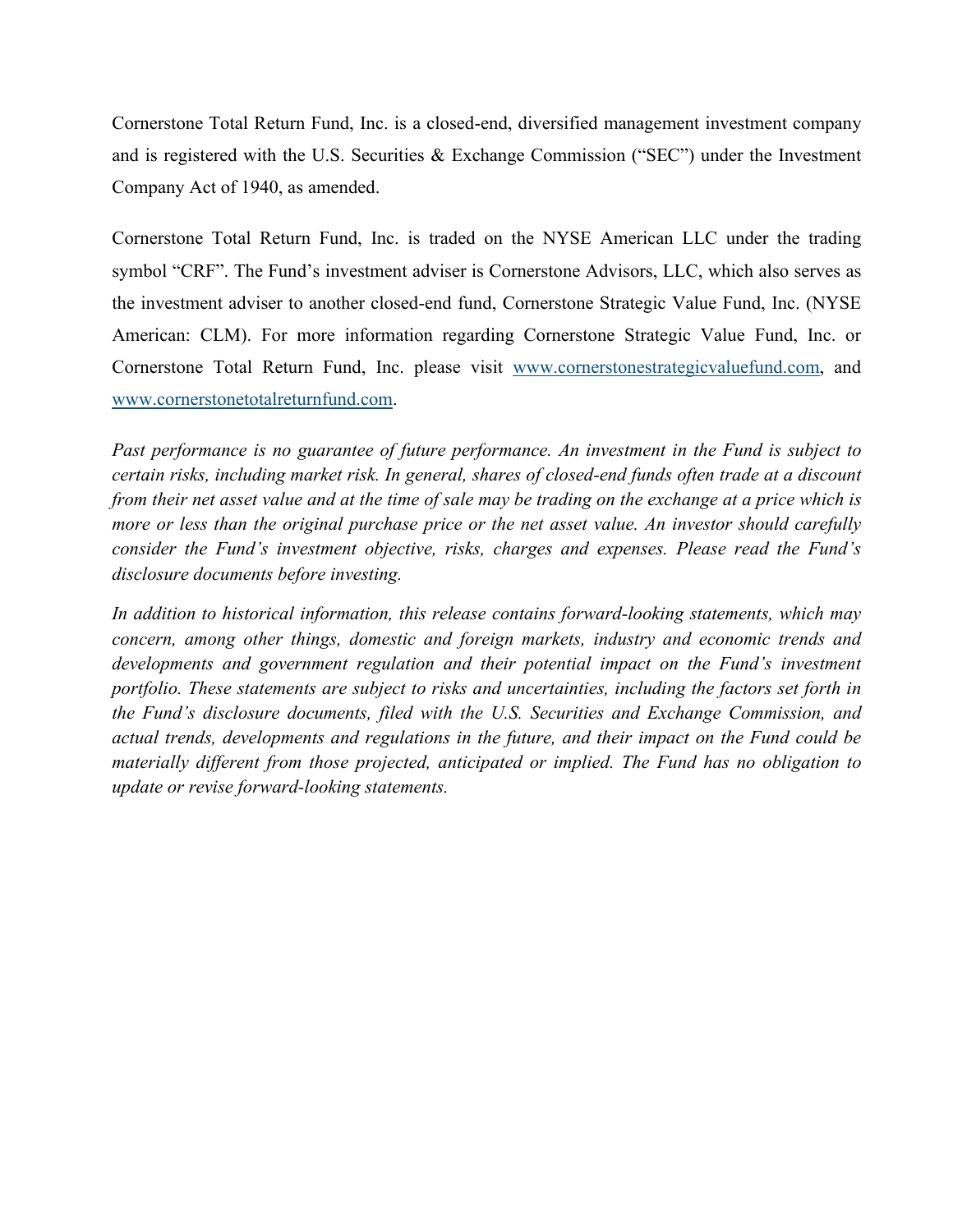Cornerstone Total Return Fund, Inc. is a closed-end, diversified management investment company and is registered with the U.S. Securities & Exchange Commission ("SEC") under the Investment Company Act of 1940, as amended.

Cornerstone Total Return Fund, Inc. is traded on the NYSE American LLC under the trading symbol "CRF". The Fund's investment adviser is Cornerstone Advisors, LLC, which also serves as the investment adviser to another closed-end fund, Cornerstone Strategic Value Fund, Inc. (NYSE American: CLM). For more information regarding Cornerstone Strategic Value Fund, Inc. or Cornerstone Total Return Fund, Inc. please visit [www.cornerstonestrategicvaluefund.com](http://www.cornerstonestrategicvaluefund.com), and [www.cornerstonetotalreturnfund.com](http://www.cornerstonetotalreturnfund.com).

*Past performance is no guarantee of future performance. An investment in the Fund is subject to certain risks, including market risk. In general, shares of closed-end funds often trade at a discount from their net asset value and at the time of sale may be trading on the exchange at a price which is more or less than the original purchase price or the net asset value. An investor should carefully consider the Fund's investment objective, risks, charges and expenses. Please read the Fund's disclosure documents before investing.*

*In addition to historical information, this release contains forward-looking statements, which may concern, among other things, domestic and foreign markets, industry and economic trends and developments and government regulation and their potential impact on the Fund's investment portfolio. These statements are subject to risks and uncertainties, including the factors set forth in the Fund's disclosure documents, filed with the U.S. Securities and Exchange Commission, and actual trends, developments and regulations in the future, and their impact on the Fund could be materially different from those projected, anticipated or implied. The Fund has no obligation to update or revise forward-looking statements.*